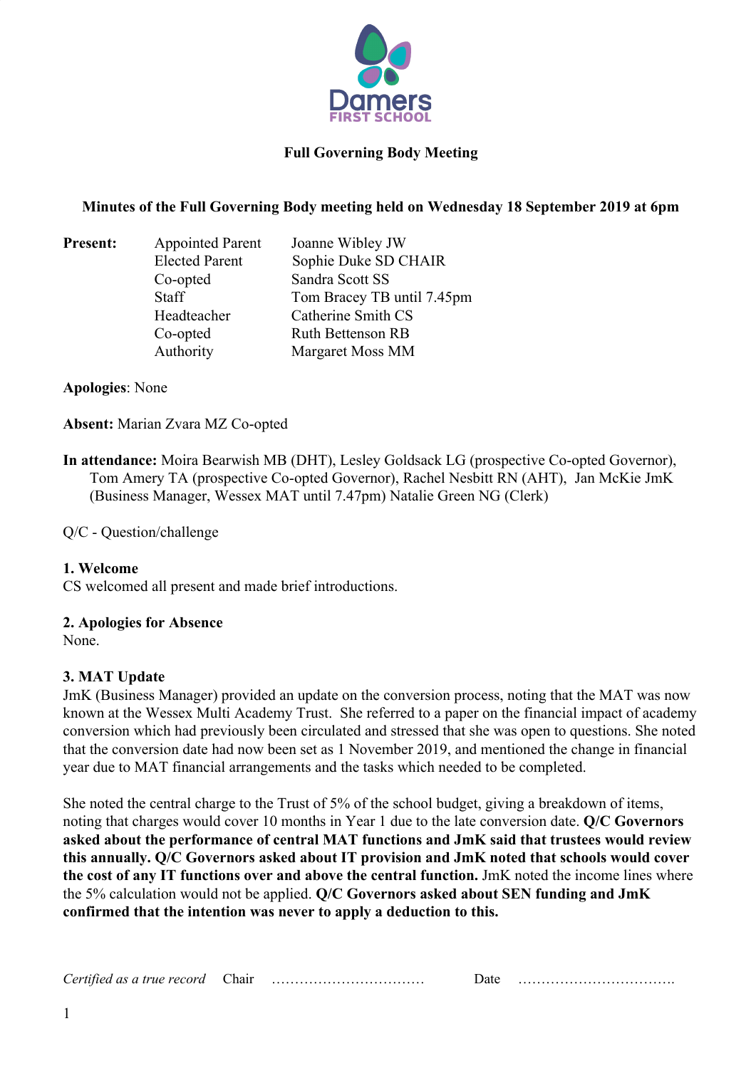Damers FIRST SCHOOL

**Full Governing Body Meeting**

**Minutes of the Full Governing Body meeting held on Wednesday 18 September 2019 at 6pm**

| **Present:** | Appointed Parent | Joanne Wibley JW |
|---|---|---|
| | Elected Parent | Sophie Duke SD CHAIR |
| | Co-opted | Sandra Scott SS |
| | Staff | Tom Bracey TB until 7.45pm |
| | Headteacher | Catherine Smith CS |
| | Co-opted | Ruth Bettenson RB |
| | Authority | Margaret Moss MM |

**Apologies**: None

**Absent:** Marian Zvara MZ Co-opted

**In attendance:** Moira Bearwish MB (DHT), Lesley Goldsack LG (prospective Co-opted Governor), Tom Amery TA (prospective Co-opted Governor), Rachel Nesbitt RN (AHT), Jan McKie JmK (Business Manager, Wessex MAT until 7.47pm) Natalie Green NG (Clerk)

Q/C - Question/challenge

**1. Welcome**
CS welcomed all present and made brief introductions.

**2. Apologies for Absence**
None.

**3. MAT Update**
JmK (Business Manager) provided an update on the conversion process, noting that the MAT was now known at the Wessex Multi Academy Trust. She referred to a paper on the financial impact of academy conversion which had previously been circulated and stressed that she was open to questions. She noted that the conversion date had now been set as 1 November 2019, and mentioned the change in financial year due to MAT financial arrangements and the tasks which needed to be completed.

She noted the central charge to the Trust of 5% of the school budget, giving a breakdown of items, noting that charges would cover 10 months in Year 1 due to the late conversion date. **Q/C Governors asked about the performance of central MAT functions and JmK said that trustees would review this annually. Q/C Governors asked about IT provision and JmK noted that schools would cover the cost of any IT functions over and above the central function.** JmK noted the income lines where the 5% calculation would not be applied. **Q/C Governors asked about SEN funding and JmK confirmed that the intention was never to apply a deduction to this.**

*Certified as a true record* Chair …………………………… Date …………………………….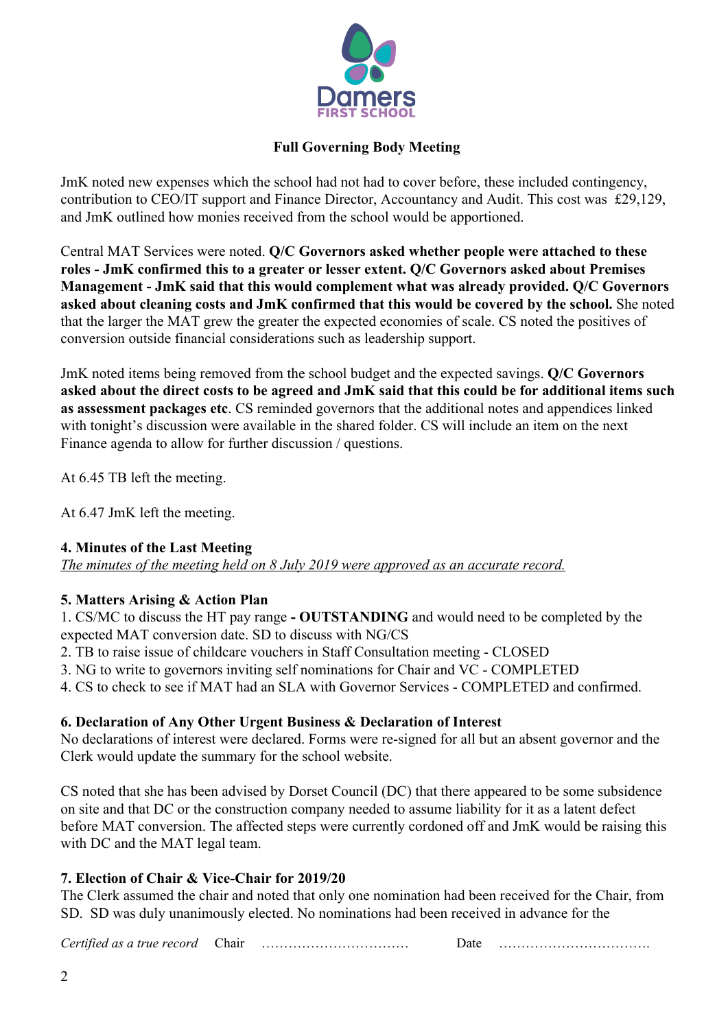**Full Governing Body Meeting**

JmK noted new expenses which the school had not had to cover before, these included contingency, contribution to CEO/IT support and Finance Director, Accountancy and Audit. This cost was £29,129, and JmK outlined how monies received from the school would be apportioned.

Central MAT Services were noted. **Q/C Governors asked whether people were attached to these roles - JmK confirmed this to a greater or lesser extent. Q/C Governors asked about Premises Management - JmK said that this would complement what was already provided. Q/C Governors asked about cleaning costs and JmK confirmed that this would be covered by the school.** She noted that the larger the MAT grew the greater the expected economies of scale. CS noted the positives of conversion outside financial considerations such as leadership support.

JmK noted items being removed from the school budget and the expected savings. **Q/C Governors asked about the direct costs to be agreed and JmK said that this could be for additional items such as assessment packages etc**. CS reminded governors that the additional notes and appendices linked with tonight's discussion were available in the shared folder. CS will include an item on the next Finance agenda to allow for further discussion / questions.

At 6.45 TB left the meeting.

At 6.47 JmK left the meeting.

**4. Minutes of the Last Meeting**
*The minutes of the meeting held on 8 July 2019 were approved as an accurate record.*

**5. Matters Arising & Action Plan**
1. CS/MC to discuss the HT pay range **- OUTSTANDING** and would need to be completed by the expected MAT conversion date. SD to discuss with NG/CS
2. TB to raise issue of childcare vouchers in Staff Consultation meeting - CLOSED
3. NG to write to governors inviting self nominations for Chair and VC - COMPLETED
4. CS to check to see if MAT had an SLA with Governor Services - COMPLETED and confirmed.

**6. Declaration of Any Other Urgent Business & Declaration of Interest**
No declarations of interest were declared. Forms were re-signed for all but an absent governor and the Clerk would update the summary for the school website.

CS noted that she has been advised by Dorset Council (DC) that there appeared to be some subsidence on site and that DC or the construction company needed to assume liability for it as a latent defect before MAT conversion. The affected steps were currently cordoned off and JmK would be raising this with DC and the MAT legal team.

**7. Election of Chair & Vice-Chair for 2019/20**
The Clerk assumed the chair and noted that only one nomination had been received for the Chair, from SD. SD was duly unanimously elected. No nominations had been received in advance for the

*Certified as a true record* Chair …………………………… Date …………………………….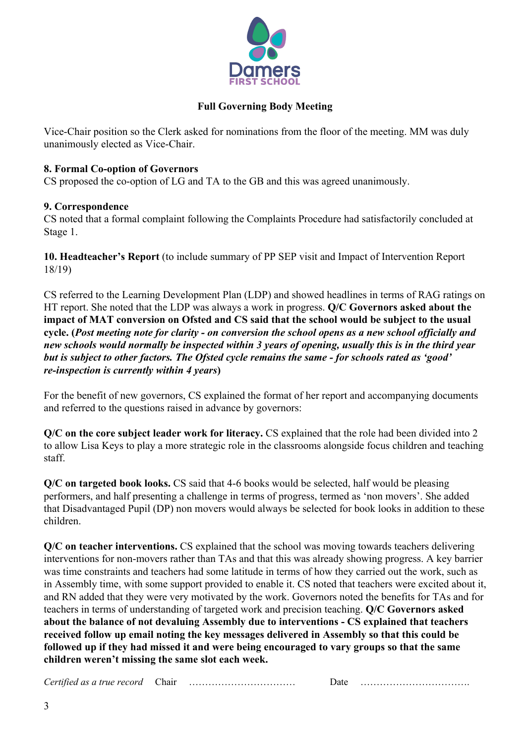**Full Governing Body Meeting**

Vice-Chair position so the Clerk asked for nominations from the floor of the meeting. MM was duly unanimously elected as Vice-Chair.

**8. Formal Co-option of Governors**

CS proposed the co-option of LG and TA to the GB and this was agreed unanimously.

**9. Correspondence**

CS noted that a formal complaint following the Complaints Procedure had satisfactorily concluded at Stage 1.

**10. Headteacher's Report** (to include summary of PP SEP visit and Impact of Intervention Report 18/19)

CS referred to the Learning Development Plan (LDP) and showed headlines in terms of RAG ratings on HT report. She noted that the LDP was always a work in progress. **Q/C Governors asked about the impact of MAT conversion on Ofsted and CS said that the school would be subject to the usual cycle. (*Post meeting note for clarity - on conversion the school opens as a new school officially and new schools would normally be inspected within 3 years of opening, usually this is in the third year but is subject to other factors. The Ofsted cycle remains the same - for schools rated as 'good' re-inspection is currently within 4 years*)**

For the benefit of new governors, CS explained the format of her report and accompanying documents and referred to the questions raised in advance by governors:

**Q/C on the core subject leader work for literacy.** CS explained that the role had been divided into 2 to allow Lisa Keys to play a more strategic role in the classrooms alongside focus children and teaching staff.

**Q/C on targeted book looks.** CS said that 4-6 books would be selected, half would be pleasing performers, and half presenting a challenge in terms of progress, termed as 'non movers'. She added that Disadvantaged Pupil (DP) non movers would always be selected for book looks in addition to these children.

**Q/C on teacher interventions.** CS explained that the school was moving towards teachers delivering interventions for non-movers rather than TAs and that this was already showing progress. A key barrier was time constraints and teachers had some latitude in terms of how they carried out the work, such as in Assembly time, with some support provided to enable it. CS noted that teachers were excited about it, and RN added that they were very motivated by the work. Governors noted the benefits for TAs and for teachers in terms of understanding of targeted work and precision teaching. **Q/C Governors asked about the balance of not devaluing Assembly due to interventions - CS explained that teachers received follow up email noting the key messages delivered in Assembly so that this could be followed up if they had missed it and were being encouraged to vary groups so that the same children weren't missing the same slot each week.**

*Certified as a true record* Chair …………………………… Date …………………………….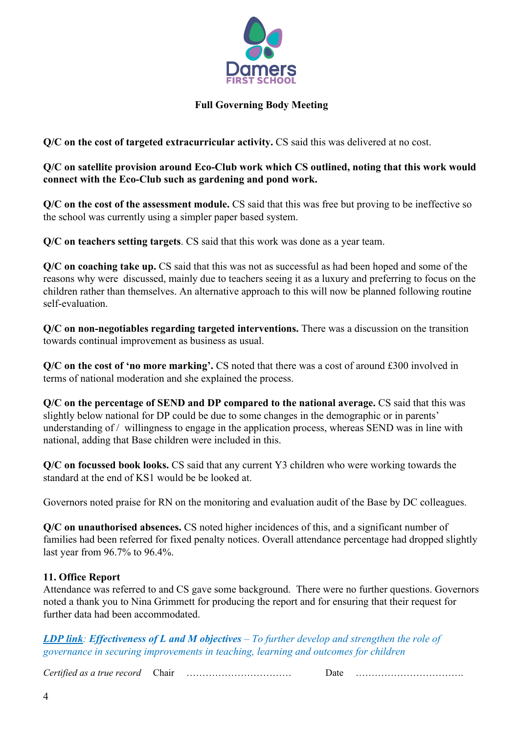**Full Governing Body Meeting**

**Q/C on the cost of targeted extracurricular activity.** CS said this was delivered at no cost.

**Q/C on satellite provision around Eco-Club work which CS outlined, noting that this work would connect with the Eco-Club such as gardening and pond work.**

**Q/C on the cost of the assessment module.** CS said that this was free but proving to be ineffective so the school was currently using a simpler paper based system.

**Q/C on teachers setting targets**. CS said that this work was done as a year team.

**Q/C on coaching take up.** CS said that this was not as successful as had been hoped and some of the reasons why were discussed, mainly due to teachers seeing it as a luxury and preferring to focus on the children rather than themselves. An alternative approach to this will now be planned following routine self-evaluation.

**Q/C on non-negotiables regarding targeted interventions.** There was a discussion on the transition towards continual improvement as business as usual.

**Q/C on the cost of 'no more marking'.** CS noted that there was a cost of around £300 involved in terms of national moderation and she explained the process.

**Q/C on the percentage of SEND and DP compared to the national average.** CS said that this was slightly below national for DP could be due to some changes in the demographic or in parents' understanding of / willingness to engage in the application process, whereas SEND was in line with national, adding that Base children were included in this.

**Q/C on focussed book looks.** CS said that any current Y3 children who were working towards the standard at the end of KS1 would be be looked at.

Governors noted praise for RN on the monitoring and evaluation audit of the Base by DC colleagues.

**Q/C on unauthorised absences.** CS noted higher incidences of this, and a significant number of families had been referred for fixed penalty notices. Overall attendance percentage had dropped slightly last year from 96.7% to 96.4%.

**11. Office Report**

Attendance was referred to and CS gave some background. There were no further questions. Governors noted a thank you to Nina Grimmett for producing the report and for ensuring that their request for further data had been accommodated.

***LDP link**: **Effectiveness of L and M objectives** – To further develop and strengthen the role of governance in securing improvements in teaching, learning and outcomes for children*

*Certified as a true record* Chair …………………………… Date …………………………….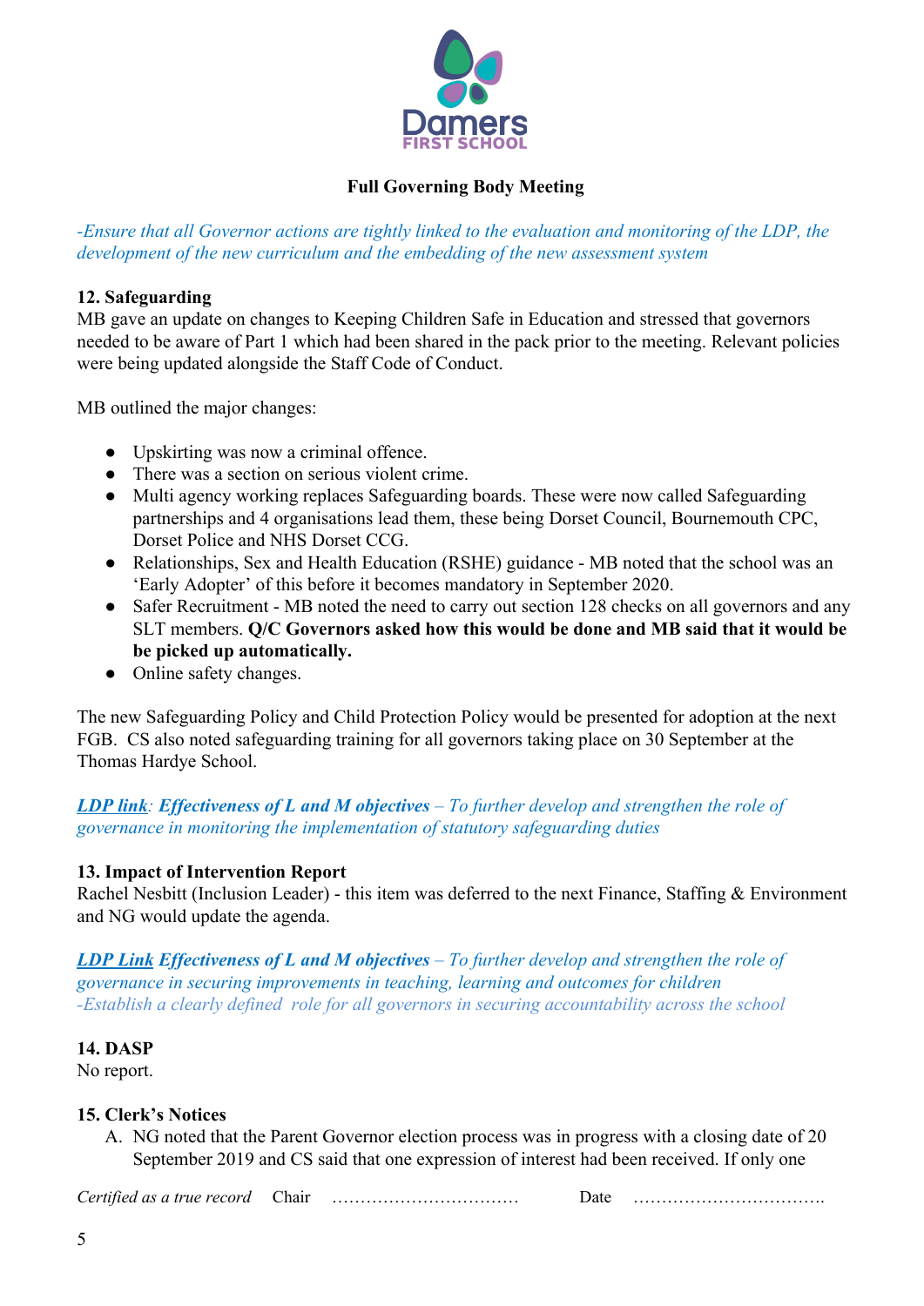**Full Governing Body Meeting**

*-Ensure that all Governor actions are tightly linked to the evaluation and monitoring of the LDP, the development of the new curriculum and the embedding of the new assessment system*

**12. Safeguarding**

MB gave an update on changes to Keeping Children Safe in Education and stressed that governors needed to be aware of Part 1 which had been shared in the pack prior to the meeting. Relevant policies were being updated alongside the Staff Code of Conduct.

MB outlined the major changes:

- Upskirting was now a criminal offence.
- There was a section on serious violent crime.
- Multi agency working replaces Safeguarding boards. These were now called Safeguarding partnerships and 4 organisations lead them, these being Dorset Council, Bournemouth CPC, Dorset Police and NHS Dorset CCG.
- Relationships, Sex and Health Education (RSHE) guidance - MB noted that the school was an 'Early Adopter' of this before it becomes mandatory in September 2020.
- Safer Recruitment - MB noted the need to carry out section 128 checks on all governors and any SLT members. **Q/C Governors asked how this would be done and MB said that it would be be picked up automatically.**
- Online safety changes.

The new Safeguarding Policy and Child Protection Policy would be presented for adoption at the next FGB. CS also noted safeguarding training for all governors taking place on 30 September at the Thomas Hardye School.

***LDP link**: **Effectiveness of L and M objectives** – To further develop and strengthen the role of governance in monitoring the implementation of statutory safeguarding duties*

**13. Impact of Intervention Report**

Rachel Nesbitt (Inclusion Leader) - this item was deferred to the next Finance, Staffing & Environment and NG would update the agenda.

***LDP Link** **Effectiveness of L and M objectives** – To further develop and strengthen the role of governance in securing improvements in teaching, learning and outcomes for children*
*-Establish a clearly defined role for all governors in securing accountability across the school*

**14. DASP**

No report.

**15. Clerk's Notices**

A. NG noted that the Parent Governor election process was in progress with a closing date of 20 September 2019 and CS said that one expression of interest had been received. If only one

*Certified as a true record* Chair …………………………… Date …………………………….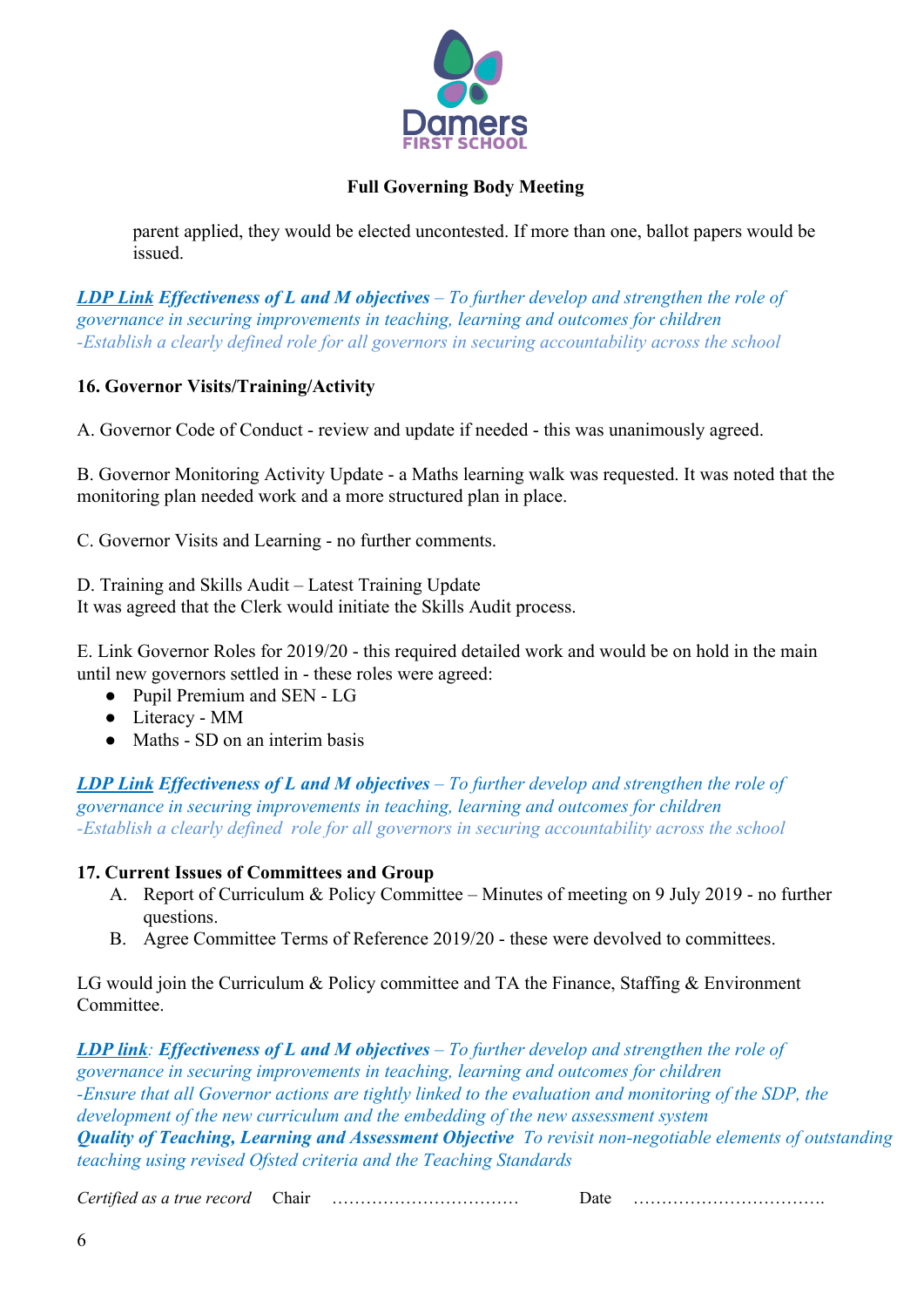parent applied, they would be elected uncontested. If more than one, ballot papers would be issued.

***LDP Link Effectiveness of L and M objectives*** *– To further develop and strengthen the role of governance in securing improvements in teaching, learning and outcomes for children*
*-Establish a clearly defined role for all governors in securing accountability across the school*

**16. Governor Visits/Training/Activity**

A. Governor Code of Conduct - review and update if needed - this was unanimously agreed.

B. Governor Monitoring Activity Update - a Maths learning walk was requested. It was noted that the monitoring plan needed work and a more structured plan in place.

C. Governor Visits and Learning - no further comments.

D. Training and Skills Audit – Latest Training Update
It was agreed that the Clerk would initiate the Skills Audit process.

E. Link Governor Roles for 2019/20 - this required detailed work and would be on hold in the main until new governors settled in - these roles were agreed:

- Pupil Premium and SEN - LG
- Literacy - MM
- Maths - SD on an interim basis

***LDP Link Effectiveness of L and M objectives*** *– To further develop and strengthen the role of governance in securing improvements in teaching, learning and outcomes for children*
*-Establish a clearly defined role for all governors in securing accountability across the school*

**17. Current Issues of Committees and Group**

A. Report of Curriculum & Policy Committee – Minutes of meeting on 9 July 2019 - no further questions.
B. Agree Committee Terms of Reference 2019/20 - these were devolved to committees.

LG would join the Curriculum & Policy committee and TA the Finance, Staffing & Environment Committee.

***LDP link**: **Effectiveness of L and M objectives*** *– To further develop and strengthen the role of governance in securing improvements in teaching, learning and outcomes for children*
*-Ensure that all Governor actions are tightly linked to the evaluation and monitoring of the SDP, the development of the new curriculum and the embedding of the new assessment system*
***Quality of Teaching, Learning and Assessment Objective*** *To revisit non-negotiable elements of outstanding teaching using revised Ofsted criteria and the Teaching Standards*

*Certified as a true record* Chair …………………………… Date …………………………….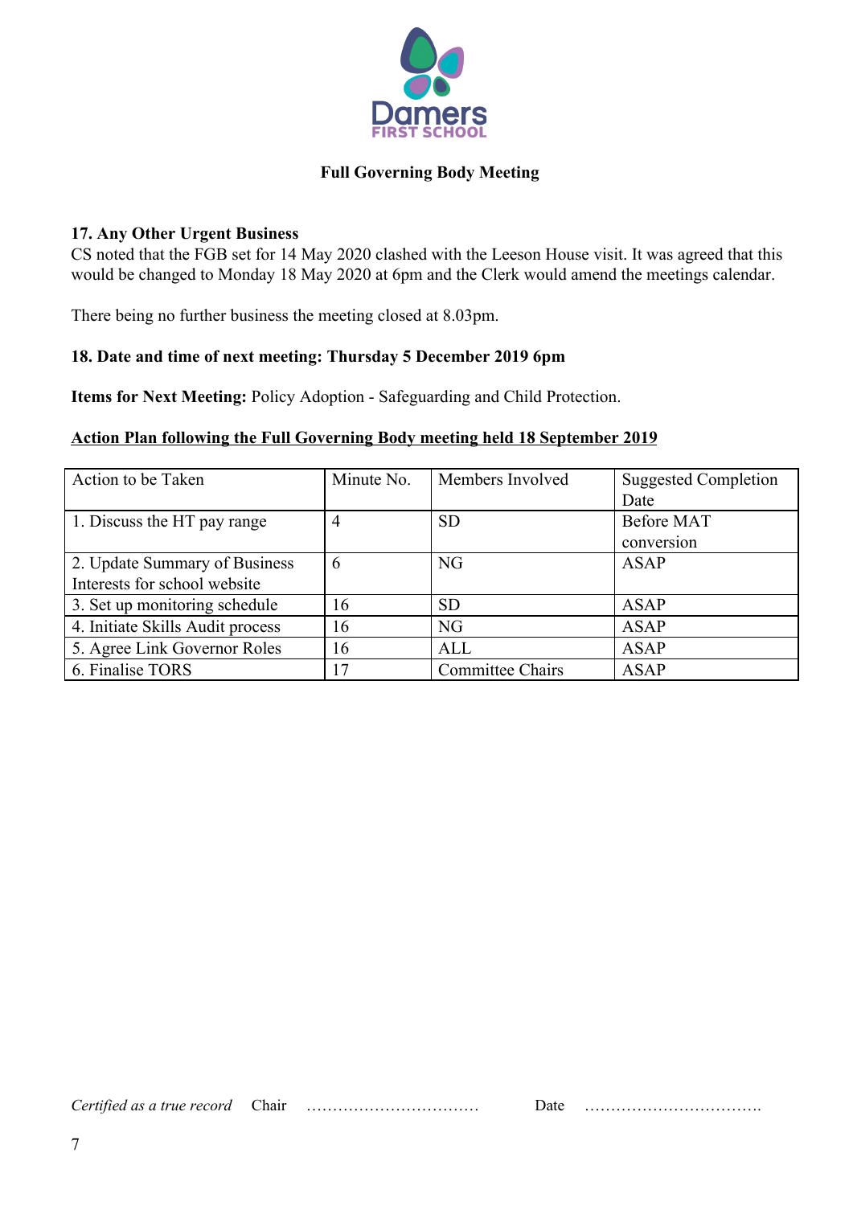**Full Governing Body Meeting**

**17. Any Other Urgent Business**

CS noted that the FGB set for 14 May 2020 clashed with the Leeson House visit. It was agreed that this would be changed to Monday 18 May 2020 at 6pm and the Clerk would amend the meetings calendar.

There being no further business the meeting closed at 8.03pm.

**18. Date and time of next meeting: Thursday 5 December 2019 6pm**

**Items for Next Meeting:** Policy Adoption - Safeguarding and Child Protection.

**Action Plan following the Full Governing Body meeting held 18 September 2019**

| Action to be Taken | Minute No. | Members Involved | Suggested Completion Date |
|---|---|---|---|
| 1. Discuss the HT pay range | 4 | SD | Before MAT conversion |
| 2. Update Summary of Business Interests for school website | 6 | NG | ASAP |
| 3. Set up monitoring schedule | 16 | SD | ASAP |
| 4. Initiate Skills Audit process | 16 | NG | ASAP |
| 5. Agree Link Governor Roles | 16 | ALL | ASAP |
| 6. Finalise TORS | 17 | Committee Chairs | ASAP |

*Certified as a true record* Chair …………………………… Date …………………………….